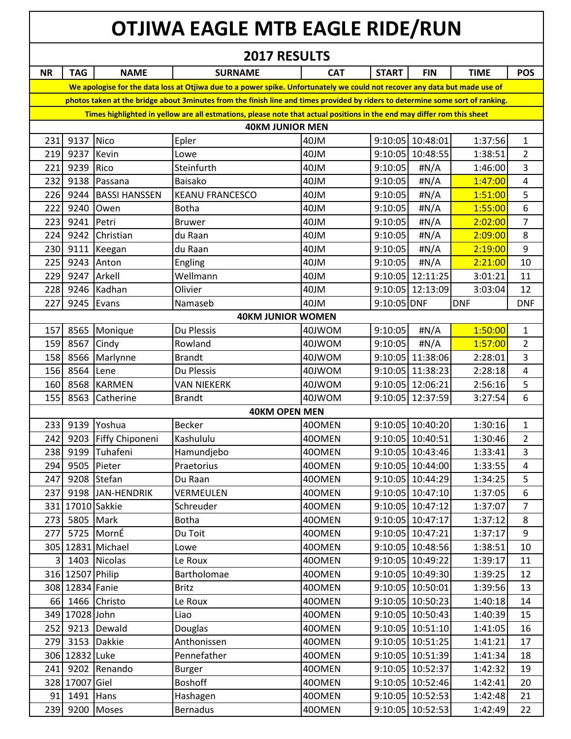# OTJIWA EAGLE MTB EAGLE RIDE/RUN

## 2017 RESULTS

| NR | TAG | NAME | SURNAME | CAT | START | FIN | TIME | POS |
|---|---|---|---|---|---|---|---|---|
| We apologise for the data loss at Otjiwa due to a power spike. Unfortunately we could not recover any data but made use of photos taken at the bridge about 3minutes from the finish line and times provided by riders to determine some sort of ranking. | | | | | | | | |
| Times highlighted in yellow are all estmations, please note that actual positions in the end may differ rom this sheet | | | | | | | | |
| **40KM JUNIOR MEN** | | | | | | | | |
| 231 | 9137 | Nico | Epler | 40JM | 9:10:05 | 10:48:01 | 1:37:56 | 1 |
| 219 | 9237 | Kevin | Lowe | 40JM | 9:10:05 | 10:48:55 | 1:38:51 | 2 |
| 221 | 9239 | Rico | Steinfurth | 40JM | 9:10:05 | #N/A | 1:46:00 | 3 |
| 232 | 9138 | Passana | Baisako | 40JM | 9:10:05 | #N/A | 1:47:00 | 4 |
| 226 | 9244 | BASSI HANSSEN | KEANU FRANCESCO | 40JM | 9:10:05 | #N/A | 1:51:00 | 5 |
| 222 | 9240 | Owen | Botha | 40JM | 9:10:05 | #N/A | 1:55:00 | 6 |
| 223 | 9241 | Petri | Bruwer | 40JM | 9:10:05 | #N/A | 2:02:00 | 7 |
| 224 | 9242 | Christian | du Raan | 40JM | 9:10:05 | #N/A | 2:09:00 | 8 |
| 230 | 9111 | Keegan | du Raan | 40JM | 9:10:05 | #N/A | 2:19:00 | 9 |
| 225 | 9243 | Anton | Engling | 40JM | 9:10:05 | #N/A | 2:21:00 | 10 |
| 229 | 9247 | Arkell | Wellmann | 40JM | 9:10:05 | 12:11:25 | 3:01:21 | 11 |
| 228 | 9246 | Kadhan | Olivier | 40JM | 9:10:05 | 12:13:09 | 3:03:04 | 12 |
| 227 | 9245 | Evans | Namaseb | 40JM | 9:10:05 | DNF | DNF | DNF |
| **40KM JUNIOR WOMEN** | | | | | | | | |
| 157 | 8565 | Monique | Du Plessis | 40JWOM | 9:10:05 | #N/A | 1:50:00 | 1 |
| 159 | 8567 | Cindy | Rowland | 40JWOM | 9:10:05 | #N/A | 1:57:00 | 2 |
| 158 | 8566 | Marlynne | Brandt | 40JWOM | 9:10:05 | 11:38:06 | 2:28:01 | 3 |
| 156 | 8564 | Lene | Du Plessis | 40JWOM | 9:10:05 | 11:38:23 | 2:28:18 | 4 |
| 160 | 8568 | KARMEN | VAN NIEKERK | 40JWOM | 9:10:05 | 12:06:21 | 2:56:16 | 5 |
| 155 | 8563 | Catherine | Brandt | 40JWOM | 9:10:05 | 12:37:59 | 3:27:54 | 6 |
| **40KM OPEN MEN** | | | | | | | | |
| 233 | 9139 | Yoshua | Becker | 40OMEN | 9:10:05 | 10:40:20 | 1:30:16 | 1 |
| 242 | 9203 | Fiffy Chiponeni | Kashululu | 40OMEN | 9:10:05 | 10:40:51 | 1:30:46 | 2 |
| 238 | 9199 | Tuhafeni | Hamundjebo | 40OMEN | 9:10:05 | 10:43:46 | 1:33:41 | 3 |
| 294 | 9505 | Pieter | Praetorius | 40OMEN | 9:10:05 | 10:44:00 | 1:33:55 | 4 |
| 247 | 9208 | Stefan | Du Raan | 40OMEN | 9:10:05 | 10:44:29 | 1:34:25 | 5 |
| 237 | 9198 | JAN-HENDRIK | VERMEULEN | 40OMEN | 9:10:05 | 10:47:10 | 1:37:05 | 6 |
| 331 | 17010 | Sakkie | Schreuder | 40OMEN | 9:10:05 | 10:47:12 | 1:37:07 | 7 |
| 273 | 5805 | Mark | Botha | 40OMEN | 9:10:05 | 10:47:17 | 1:37:12 | 8 |
| 277 | 5725 | MornÉ | Du Toit | 40OMEN | 9:10:05 | 10:47:21 | 1:37:17 | 9 |
| 305 | 12831 | Michael | Lowe | 40OMEN | 9:10:05 | 10:48:56 | 1:38:51 | 10 |
| 3 | 1403 | Nicolas | Le Roux | 40OMEN | 9:10:05 | 10:49:22 | 1:39:17 | 11 |
| 316 | 12507 | Philip | Bartholomae | 40OMEN | 9:10:05 | 10:49:30 | 1:39:25 | 12 |
| 308 | 12834 | Fanie | Britz | 40OMEN | 9:10:05 | 10:50:01 | 1:39:56 | 13 |
| 66 | 1466 | Christo | Le Roux | 40OMEN | 9:10:05 | 10:50:23 | 1:40:18 | 14 |
| 349 | 17028 | John | Liao | 40OMEN | 9:10:05 | 10:50:43 | 1:40:39 | 15 |
| 252 | 9213 | Dewald | Douglas | 40OMEN | 9:10:05 | 10:51:10 | 1:41:05 | 16 |
| 279 | 3153 | Dakkie | Anthonissen | 40OMEN | 9:10:05 | 10:51:25 | 1:41:21 | 17 |
| 306 | 12832 | Luke | Pennefather | 40OMEN | 9:10:05 | 10:51:39 | 1:41:34 | 18 |
| 241 | 9202 | Renando | Burger | 40OMEN | 9:10:05 | 10:52:37 | 1:42:32 | 19 |
| 328 | 17007 | Giel | Boshoff | 40OMEN | 9:10:05 | 10:52:46 | 1:42:41 | 20 |
| 91 | 1491 | Hans | Hashagen | 40OMEN | 9:10:05 | 10:52:53 | 1:42:48 | 21 |
| 239 | 9200 | Moses | Bernadus | 40OMEN | 9:10:05 | 10:52:53 | 1:42:49 | 22 |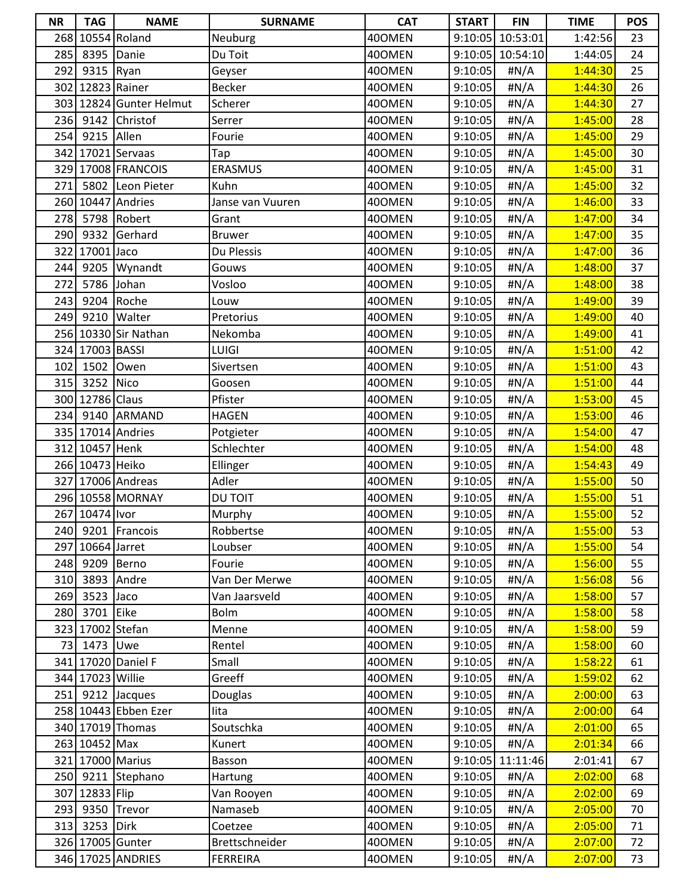| NR | TAG | NAME | SURNAME | CAT | START | FIN | TIME | POS |
|---|---|---|---|---|---|---|---|---|
| 268 | 10554 | Roland | Neuburg | 40OMEN | 9:10:05 | 10:53:01 | 1:42:56 | 23 |
| 285 | 8395 | Danie | Du Toit | 40OMEN | 9:10:05 | 10:54:10 | 1:44:05 | 24 |
| 292 | 9315 | Ryan | Geyser | 40OMEN | 9:10:05 | #N/A | 1:44:30 | 25 |
| 302 | 12823 | Rainer | Becker | 40OMEN | 9:10:05 | #N/A | 1:44:30 | 26 |
| 303 | 12824 | Gunter Helmut | Scherer | 40OMEN | 9:10:05 | #N/A | 1:44:30 | 27 |
| 236 | 9142 | Christof | Serrer | 40OMEN | 9:10:05 | #N/A | 1:45:00 | 28 |
| 254 | 9215 | Allen | Fourie | 40OMEN | 9:10:05 | #N/A | 1:45:00 | 29 |
| 342 | 17021 | Servaas | Tap | 40OMEN | 9:10:05 | #N/A | 1:45:00 | 30 |
| 329 | 17008 | FRANCOIS | ERASMUS | 40OMEN | 9:10:05 | #N/A | 1:45:00 | 31 |
| 271 | 5802 | Leon Pieter | Kuhn | 40OMEN | 9:10:05 | #N/A | 1:45:00 | 32 |
| 260 | 10447 | Andries | Janse van Vuuren | 40OMEN | 9:10:05 | #N/A | 1:46:00 | 33 |
| 278 | 5798 | Robert | Grant | 40OMEN | 9:10:05 | #N/A | 1:47:00 | 34 |
| 290 | 9332 | Gerhard | Bruwer | 40OMEN | 9:10:05 | #N/A | 1:47:00 | 35 |
| 322 | 17001 | Jaco | Du Plessis | 40OMEN | 9:10:05 | #N/A | 1:47:00 | 36 |
| 244 | 9205 | Wynandt | Gouws | 40OMEN | 9:10:05 | #N/A | 1:48:00 | 37 |
| 272 | 5786 | Johan | Vosloo | 40OMEN | 9:10:05 | #N/A | 1:48:00 | 38 |
| 243 | 9204 | Roche | Louw | 40OMEN | 9:10:05 | #N/A | 1:49:00 | 39 |
| 249 | 9210 | Walter | Pretorius | 40OMEN | 9:10:05 | #N/A | 1:49:00 | 40 |
| 256 | 10330 | Sir Nathan | Nekomba | 40OMEN | 9:10:05 | #N/A | 1:49:00 | 41 |
| 324 | 17003 | BASSI | LUIGI | 40OMEN | 9:10:05 | #N/A | 1:51:00 | 42 |
| 102 | 1502 | Owen | Sivertsen | 40OMEN | 9:10:05 | #N/A | 1:51:00 | 43 |
| 315 | 3252 | Nico | Goosen | 40OMEN | 9:10:05 | #N/A | 1:51:00 | 44 |
| 300 | 12786 | Claus | Pfister | 40OMEN | 9:10:05 | #N/A | 1:53:00 | 45 |
| 234 | 9140 | ARMAND | HAGEN | 40OMEN | 9:10:05 | #N/A | 1:53:00 | 46 |
| 335 | 17014 | Andries | Potgieter | 40OMEN | 9:10:05 | #N/A | 1:54:00 | 47 |
| 312 | 10457 | Henk | Schlechter | 40OMEN | 9:10:05 | #N/A | 1:54:00 | 48 |
| 266 | 10473 | Heiko | Ellinger | 40OMEN | 9:10:05 | #N/A | 1:54:43 | 49 |
| 327 | 17006 | Andreas | Adler | 40OMEN | 9:10:05 | #N/A | 1:55:00 | 50 |
| 296 | 10558 | MORNAY | DU TOIT | 40OMEN | 9:10:05 | #N/A | 1:55:00 | 51 |
| 267 | 10474 | Ivor | Murphy | 40OMEN | 9:10:05 | #N/A | 1:55:00 | 52 |
| 240 | 9201 | Francois | Robbertse | 40OMEN | 9:10:05 | #N/A | 1:55:00 | 53 |
| 297 | 10664 | Jarret | Loubser | 40OMEN | 9:10:05 | #N/A | 1:55:00 | 54 |
| 248 | 9209 | Berno | Fourie | 40OMEN | 9:10:05 | #N/A | 1:56:00 | 55 |
| 310 | 3893 | Andre | Van Der Merwe | 40OMEN | 9:10:05 | #N/A | 1:56:08 | 56 |
| 269 | 3523 | Jaco | Van Jaarsveld | 40OMEN | 9:10:05 | #N/A | 1:58:00 | 57 |
| 280 | 3701 | Eike | Bolm | 40OMEN | 9:10:05 | #N/A | 1:58:00 | 58 |
| 323 | 17002 | Stefan | Menne | 40OMEN | 9:10:05 | #N/A | 1:58:00 | 59 |
| 73 | 1473 | Uwe | Rentel | 40OMEN | 9:10:05 | #N/A | 1:58:00 | 60 |
| 341 | 17020 | Daniel F | Small | 40OMEN | 9:10:05 | #N/A | 1:58:22 | 61 |
| 344 | 17023 | Willie | Greeff | 40OMEN | 9:10:05 | #N/A | 1:59:02 | 62 |
| 251 | 9212 | Jacques | Douglas | 40OMEN | 9:10:05 | #N/A | 2:00:00 | 63 |
| 258 | 10443 | Ebben Ezer | Iita | 40OMEN | 9:10:05 | #N/A | 2:00:00 | 64 |
| 340 | 17019 | Thomas | Soutschka | 40OMEN | 9:10:05 | #N/A | 2:01:00 | 65 |
| 263 | 10452 | Max | Kunert | 40OMEN | 9:10:05 | #N/A | 2:01:34 | 66 |
| 321 | 17000 | Marius | Basson | 40OMEN | 9:10:05 | 11:11:46 | 2:01:41 | 67 |
| 250 | 9211 | Stephano | Hartung | 40OMEN | 9:10:05 | #N/A | 2:02:00 | 68 |
| 307 | 12833 | Flip | Van Rooyen | 40OMEN | 9:10:05 | #N/A | 2:02:00 | 69 |
| 293 | 9350 | Trevor | Namaseb | 40OMEN | 9:10:05 | #N/A | 2:05:00 | 70 |
| 313 | 3253 | Dirk | Coetzee | 40OMEN | 9:10:05 | #N/A | 2:05:00 | 71 |
| 326 | 17005 | Gunter | Brettschneider | 40OMEN | 9:10:05 | #N/A | 2:07:00 | 72 |
| 346 | 17025 | ANDRIES | FERREIRA | 40OMEN | 9:10:05 | #N/A | 2:07:00 | 73 |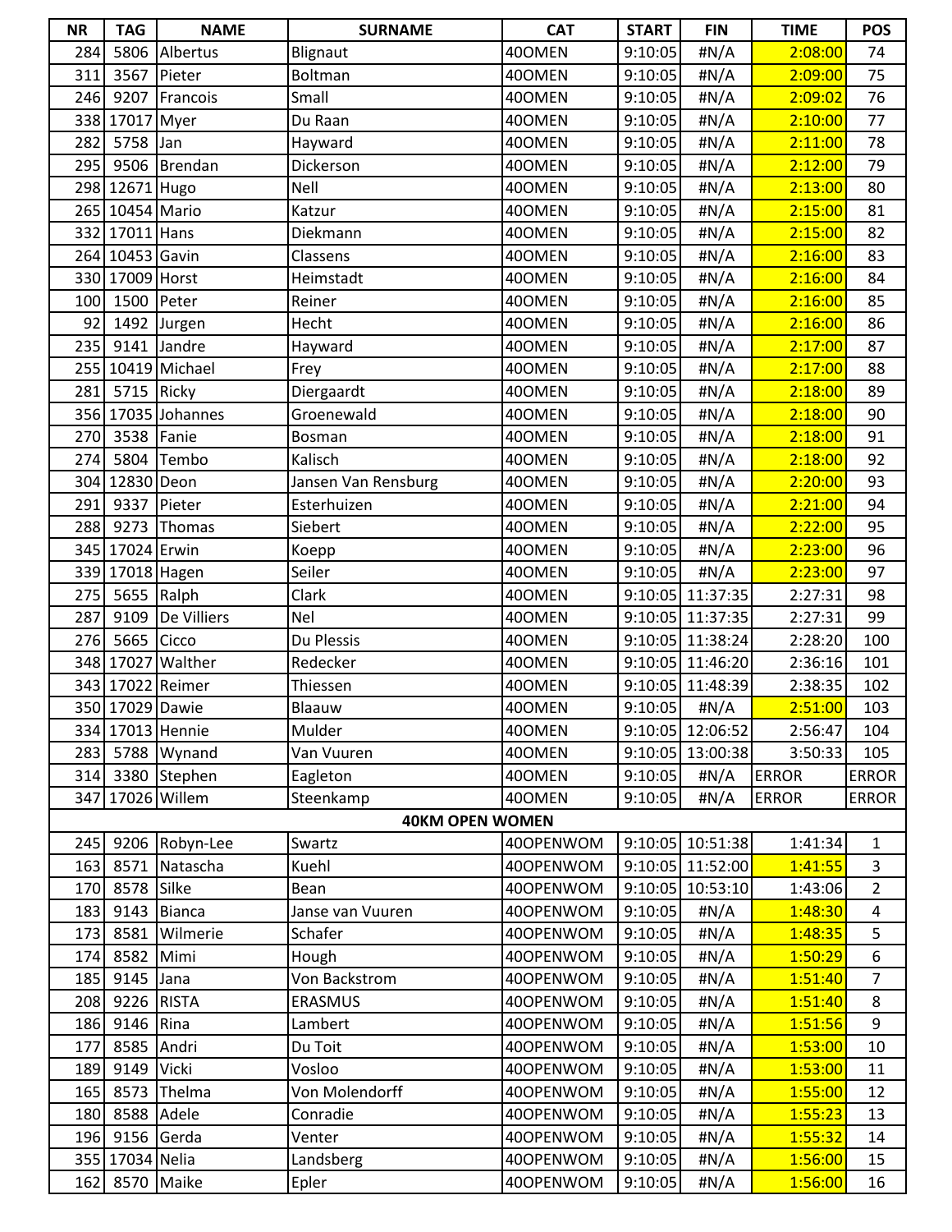| NR | TAG | NAME | SURNAME | CAT | START | FIN | TIME | POS |
|---|---|---|---|---|---|---|---|---|
| 284 | 5806 | Albertus | Blignaut | 40OMEN | 9:10:05 | #N/A | 2:08:00 | 74 |
| 311 | 3567 | Pieter | Boltman | 40OMEN | 9:10:05 | #N/A | 2:09:00 | 75 |
| 246 | 9207 | Francois | Small | 40OMEN | 9:10:05 | #N/A | 2:09:02 | 76 |
| 338 | 17017 | Myer | Du Raan | 40OMEN | 9:10:05 | #N/A | 2:10:00 | 77 |
| 282 | 5758 | Jan | Hayward | 40OMEN | 9:10:05 | #N/A | 2:11:00 | 78 |
| 295 | 9506 | Brendan | Dickerson | 40OMEN | 9:10:05 | #N/A | 2:12:00 | 79 |
| 298 | 12671 | Hugo | Nell | 40OMEN | 9:10:05 | #N/A | 2:13:00 | 80 |
| 265 | 10454 | Mario | Katzur | 40OMEN | 9:10:05 | #N/A | 2:15:00 | 81 |
| 332 | 17011 | Hans | Diekmann | 40OMEN | 9:10:05 | #N/A | 2:15:00 | 82 |
| 264 | 10453 | Gavin | Classens | 40OMEN | 9:10:05 | #N/A | 2:16:00 | 83 |
| 330 | 17009 | Horst | Heimstadt | 40OMEN | 9:10:05 | #N/A | 2:16:00 | 84 |
| 100 | 1500 | Peter | Reiner | 40OMEN | 9:10:05 | #N/A | 2:16:00 | 85 |
| 92 | 1492 | Jurgen | Hecht | 40OMEN | 9:10:05 | #N/A | 2:16:00 | 86 |
| 235 | 9141 | Jandre | Hayward | 40OMEN | 9:10:05 | #N/A | 2:17:00 | 87 |
| 255 | 10419 | Michael | Frey | 40OMEN | 9:10:05 | #N/A | 2:17:00 | 88 |
| 281 | 5715 | Ricky | Diergaardt | 40OMEN | 9:10:05 | #N/A | 2:18:00 | 89 |
| 356 | 17035 | Johannes | Groenewald | 40OMEN | 9:10:05 | #N/A | 2:18:00 | 90 |
| 270 | 3538 | Fanie | Bosman | 40OMEN | 9:10:05 | #N/A | 2:18:00 | 91 |
| 274 | 5804 | Tembo | Kalisch | 40OMEN | 9:10:05 | #N/A | 2:18:00 | 92 |
| 304 | 12830 | Deon | Jansen Van Rensburg | 40OMEN | 9:10:05 | #N/A | 2:20:00 | 93 |
| 291 | 9337 | Pieter | Esterhuizen | 40OMEN | 9:10:05 | #N/A | 2:21:00 | 94 |
| 288 | 9273 | Thomas | Siebert | 40OMEN | 9:10:05 | #N/A | 2:22:00 | 95 |
| 345 | 17024 | Erwin | Koepp | 40OMEN | 9:10:05 | #N/A | 2:23:00 | 96 |
| 339 | 17018 | Hagen | Seiler | 40OMEN | 9:10:05 | #N/A | 2:23:00 | 97 |
| 275 | 5655 | Ralph | Clark | 40OMEN | 9:10:05 | 11:37:35 | 2:27:31 | 98 |
| 287 | 9109 | De Villiers | Nel | 40OMEN | 9:10:05 | 11:37:35 | 2:27:31 | 99 |
| 276 | 5665 | Cicco | Du Plessis | 40OMEN | 9:10:05 | 11:38:24 | 2:28:20 | 100 |
| 348 | 17027 | Walther | Redecker | 40OMEN | 9:10:05 | 11:46:20 | 2:36:16 | 101 |
| 343 | 17022 | Reimer | Thiessen | 40OMEN | 9:10:05 | 11:48:39 | 2:38:35 | 102 |
| 350 | 17029 | Dawie | Blaauw | 40OMEN | 9:10:05 | #N/A | 2:51:00 | 103 |
| 334 | 17013 | Hennie | Mulder | 40OMEN | 9:10:05 | 12:06:52 | 2:56:47 | 104 |
| 283 | 5788 | Wynand | Van Vuuren | 40OMEN | 9:10:05 | 13:00:38 | 3:50:33 | 105 |
| 314 | 3380 | Stephen | Eagleton | 40OMEN | 9:10:05 | #N/A | ERROR | ERROR |
| 347 | 17026 | Willem | Steenkamp | 40OMEN | 9:10:05 | #N/A | ERROR | ERROR |
| | | | **40KM OPEN WOMEN** | | | | | |
| 245 | 9206 | Robyn-Lee | Swartz | 40OPENWOM | 9:10:05 | 10:51:38 | 1:41:34 | 1 |
| 163 | 8571 | Natascha | Kuehl | 40OPENWOM | 9:10:05 | 11:52:00 | 1:41:55 | 3 |
| 170 | 8578 | Silke | Bean | 40OPENWOM | 9:10:05 | 10:53:10 | 1:43:06 | 2 |
| 183 | 9143 | Bianca | Janse van Vuuren | 40OPENWOM | 9:10:05 | #N/A | 1:48:30 | 4 |
| 173 | 8581 | Wilmerie | Schafer | 40OPENWOM | 9:10:05 | #N/A | 1:48:35 | 5 |
| 174 | 8582 | Mimi | Hough | 40OPENWOM | 9:10:05 | #N/A | 1:50:29 | 6 |
| 185 | 9145 | Jana | Von Backstrom | 40OPENWOM | 9:10:05 | #N/A | 1:51:40 | 7 |
| 208 | 9226 | RISTA | ERASMUS | 40OPENWOM | 9:10:05 | #N/A | 1:51:40 | 8 |
| 186 | 9146 | Rina | Lambert | 40OPENWOM | 9:10:05 | #N/A | 1:51:56 | 9 |
| 177 | 8585 | Andri | Du Toit | 40OPENWOM | 9:10:05 | #N/A | 1:53:00 | 10 |
| 189 | 9149 | Vicki | Vosloo | 40OPENWOM | 9:10:05 | #N/A | 1:53:00 | 11 |
| 165 | 8573 | Thelma | Von Molendorff | 40OPENWOM | 9:10:05 | #N/A | 1:55:00 | 12 |
| 180 | 8588 | Adele | Conradie | 40OPENWOM | 9:10:05 | #N/A | 1:55:23 | 13 |
| 196 | 9156 | Gerda | Venter | 40OPENWOM | 9:10:05 | #N/A | 1:55:32 | 14 |
| 355 | 17034 | Nelia | Landsberg | 40OPENWOM | 9:10:05 | #N/A | 1:56:00 | 15 |
| 162 | 8570 | Maike | Epler | 40OPENWOM | 9:10:05 | #N/A | 1:56:00 | 16 |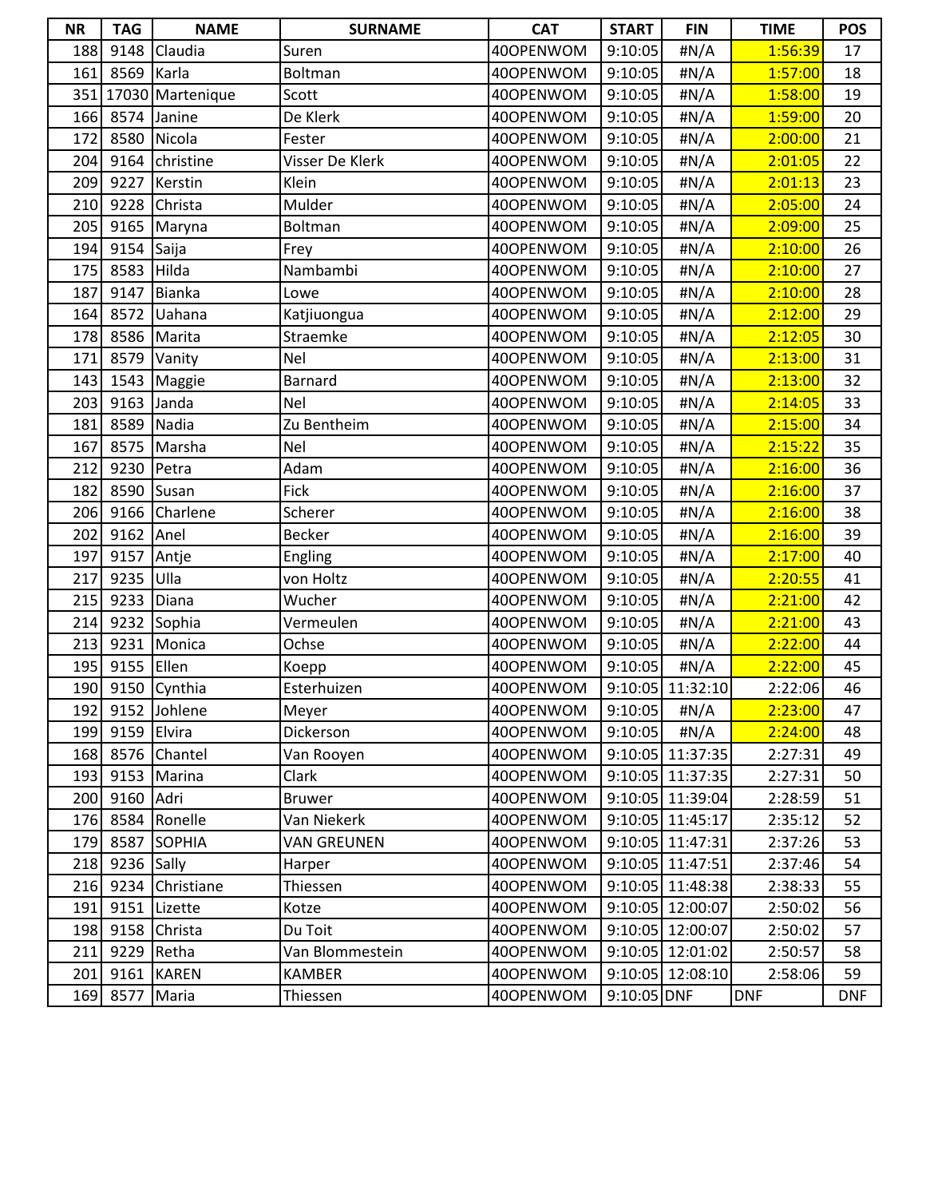| NR | TAG | NAME | SURNAME | CAT | START | FIN | TIME | POS |
|---|---|---|---|---|---|---|---|---|
| 188 | 9148 | Claudia | Suren | 40OPENWOM | 9:10:05 | #N/A | 1:56:39 | 17 |
| 161 | 8569 | Karla | Boltman | 40OPENWOM | 9:10:05 | #N/A | 1:57:00 | 18 |
| 351 | 17030 | Martenique | Scott | 40OPENWOM | 9:10:05 | #N/A | 1:58:00 | 19 |
| 166 | 8574 | Janine | De Klerk | 40OPENWOM | 9:10:05 | #N/A | 1:59:00 | 20 |
| 172 | 8580 | Nicola | Fester | 40OPENWOM | 9:10:05 | #N/A | 2:00:00 | 21 |
| 204 | 9164 | christine | Visser De Klerk | 40OPENWOM | 9:10:05 | #N/A | 2:01:05 | 22 |
| 209 | 9227 | Kerstin | Klein | 40OPENWOM | 9:10:05 | #N/A | 2:01:13 | 23 |
| 210 | 9228 | Christa | Mulder | 40OPENWOM | 9:10:05 | #N/A | 2:05:00 | 24 |
| 205 | 9165 | Maryna | Boltman | 40OPENWOM | 9:10:05 | #N/A | 2:09:00 | 25 |
| 194 | 9154 | Saija | Frey | 40OPENWOM | 9:10:05 | #N/A | 2:10:00 | 26 |
| 175 | 8583 | Hilda | Nambambi | 40OPENWOM | 9:10:05 | #N/A | 2:10:00 | 27 |
| 187 | 9147 | Bianka | Lowe | 40OPENWOM | 9:10:05 | #N/A | 2:10:00 | 28 |
| 164 | 8572 | Uahana | Katjiuongua | 40OPENWOM | 9:10:05 | #N/A | 2:12:00 | 29 |
| 178 | 8586 | Marita | Straemke | 40OPENWOM | 9:10:05 | #N/A | 2:12:05 | 30 |
| 171 | 8579 | Vanity | Nel | 40OPENWOM | 9:10:05 | #N/A | 2:13:00 | 31 |
| 143 | 1543 | Maggie | Barnard | 40OPENWOM | 9:10:05 | #N/A | 2:13:00 | 32 |
| 203 | 9163 | Janda | Nel | 40OPENWOM | 9:10:05 | #N/A | 2:14:05 | 33 |
| 181 | 8589 | Nadia | Zu Bentheim | 40OPENWOM | 9:10:05 | #N/A | 2:15:00 | 34 |
| 167 | 8575 | Marsha | Nel | 40OPENWOM | 9:10:05 | #N/A | 2:15:22 | 35 |
| 212 | 9230 | Petra | Adam | 40OPENWOM | 9:10:05 | #N/A | 2:16:00 | 36 |
| 182 | 8590 | Susan | Fick | 40OPENWOM | 9:10:05 | #N/A | 2:16:00 | 37 |
| 206 | 9166 | Charlene | Scherer | 40OPENWOM | 9:10:05 | #N/A | 2:16:00 | 38 |
| 202 | 9162 | Anel | Becker | 40OPENWOM | 9:10:05 | #N/A | 2:16:00 | 39 |
| 197 | 9157 | Antje | Engling | 40OPENWOM | 9:10:05 | #N/A | 2:17:00 | 40 |
| 217 | 9235 | Ulla | von Holtz | 40OPENWOM | 9:10:05 | #N/A | 2:20:55 | 41 |
| 215 | 9233 | Diana | Wucher | 40OPENWOM | 9:10:05 | #N/A | 2:21:00 | 42 |
| 214 | 9232 | Sophia | Vermeulen | 40OPENWOM | 9:10:05 | #N/A | 2:21:00 | 43 |
| 213 | 9231 | Monica | Ochse | 40OPENWOM | 9:10:05 | #N/A | 2:22:00 | 44 |
| 195 | 9155 | Ellen | Koepp | 40OPENWOM | 9:10:05 | #N/A | 2:22:00 | 45 |
| 190 | 9150 | Cynthia | Esterhuizen | 40OPENWOM | 9:10:05 | 11:32:10 | 2:22:06 | 46 |
| 192 | 9152 | Johlene | Meyer | 40OPENWOM | 9:10:05 | #N/A | 2:23:00 | 47 |
| 199 | 9159 | Elvira | Dickerson | 40OPENWOM | 9:10:05 | #N/A | 2:24:00 | 48 |
| 168 | 8576 | Chantel | Van Rooyen | 40OPENWOM | 9:10:05 | 11:37:35 | 2:27:31 | 49 |
| 193 | 9153 | Marina | Clark | 40OPENWOM | 9:10:05 | 11:37:35 | 2:27:31 | 50 |
| 200 | 9160 | Adri | Bruwer | 40OPENWOM | 9:10:05 | 11:39:04 | 2:28:59 | 51 |
| 176 | 8584 | Ronelle | Van Niekerk | 40OPENWOM | 9:10:05 | 11:45:17 | 2:35:12 | 52 |
| 179 | 8587 | SOPHIA | VAN GREUNEN | 40OPENWOM | 9:10:05 | 11:47:31 | 2:37:26 | 53 |
| 218 | 9236 | Sally | Harper | 40OPENWOM | 9:10:05 | 11:47:51 | 2:37:46 | 54 |
| 216 | 9234 | Christiane | Thiessen | 40OPENWOM | 9:10:05 | 11:48:38 | 2:38:33 | 55 |
| 191 | 9151 | Lizette | Kotze | 40OPENWOM | 9:10:05 | 12:00:07 | 2:50:02 | 56 |
| 198 | 9158 | Christa | Du Toit | 40OPENWOM | 9:10:05 | 12:00:07 | 2:50:02 | 57 |
| 211 | 9229 | Retha | Van Blommestein | 40OPENWOM | 9:10:05 | 12:01:02 | 2:50:57 | 58 |
| 201 | 9161 | KAREN | KAMBER | 40OPENWOM | 9:10:05 | 12:08:10 | 2:58:06 | 59 |
| 169 | 8577 | Maria | Thiessen | 40OPENWOM | 9:10:05 | DNF | DNF | DNF |